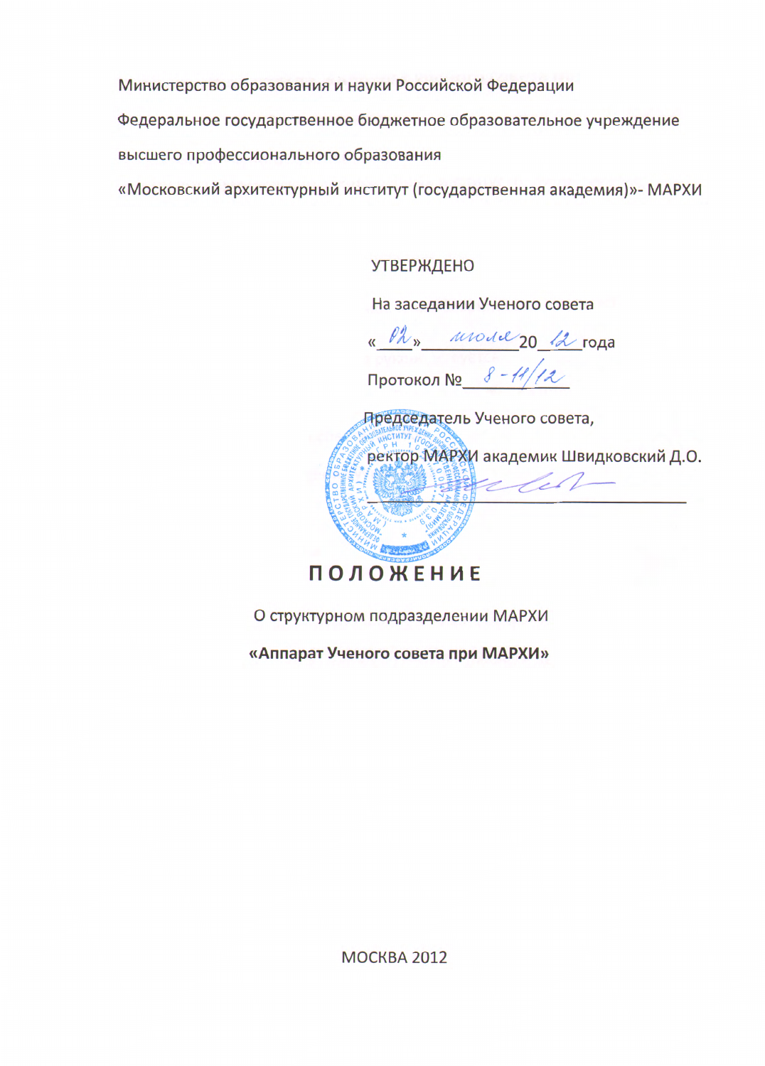Министерство образования и науки Российской Федерации

Федеральное государственное бюджетное образовательное учреждение высшего профессионального образования

«Московский архитектурный институт (государственная академия)»- МАРХИ

УТВЕРЖДЕНО

На заседании Ученого совета

«02» июля 2012 года

Протокол № 8-11/12

Председатель Ученого совета,

ректор МАРХИ академик Швидковский Д.О.

# ПОЛОЖЕНИЕ

О структурном подразделении МАРХИ

**«Аппарат Ученого совета при МАРХИ»**

МОСКВА 2012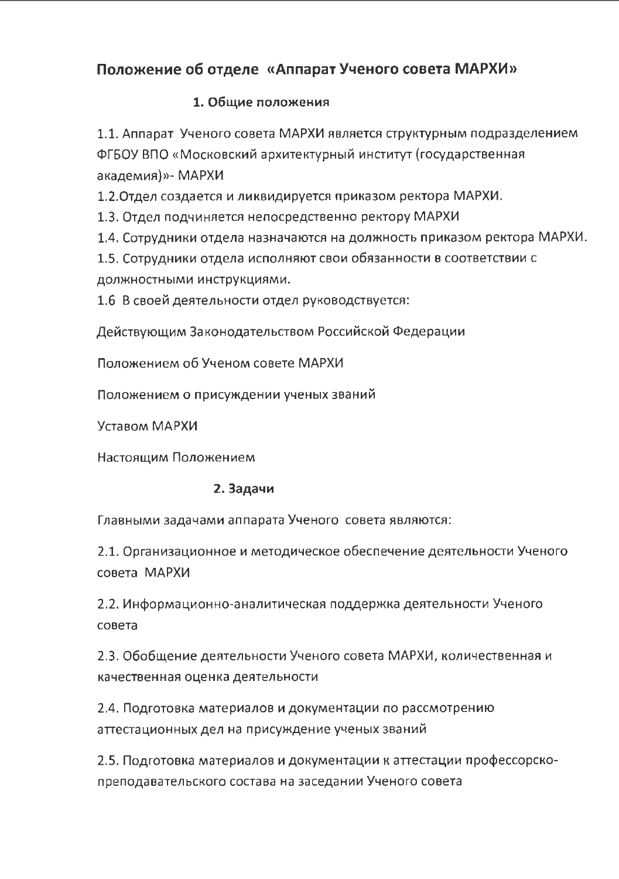# Положение об отделе «Аппарат Ученого совета МАРХИ»

## 1. Общие положения

1.1. Аппарат Ученого совета МАРХИ является структурным подразделением ФГБОУ ВПО «Московский архитектурный институт (государственная академия)»- МАРХИ

1.2.Отдел создается и ликвидируется приказом ректора МАРХИ.

1.3. Отдел подчиняется непосредственно ректору МАРХИ

1.4. Сотрудники отдела назначаются на должность приказом ректора МАРХИ.

1.5. Сотрудники отдела исполняют свои обязанности в соответствии с должностными инструкциями.

1.6 В своей деятельности отдел руководствуется:

Действующим Законодательством Российской Федерации

Положением об Ученом совете МАРХИ

Положением о присуждении ученых званий

Уставом МАРХИ

Настоящим Положением

## 2. Задачи

Главными задачами аппарата Ученого совета являются:

2.1. Организационное и методическое обеспечение деятельности Ученого совета МАРХИ

2.2. Информационно-аналитическая поддержка деятельности Ученого совета

2.3. Обобщение деятельности Ученого совета МАРХИ, количественная и качественная оценка деятельности

2.4. Подготовка материалов и документации по рассмотрению аттестационных дел на присуждение ученых званий

2.5. Подготовка материалов и документации к аттестации профессорско-преподавательского состава на заседании Ученого совета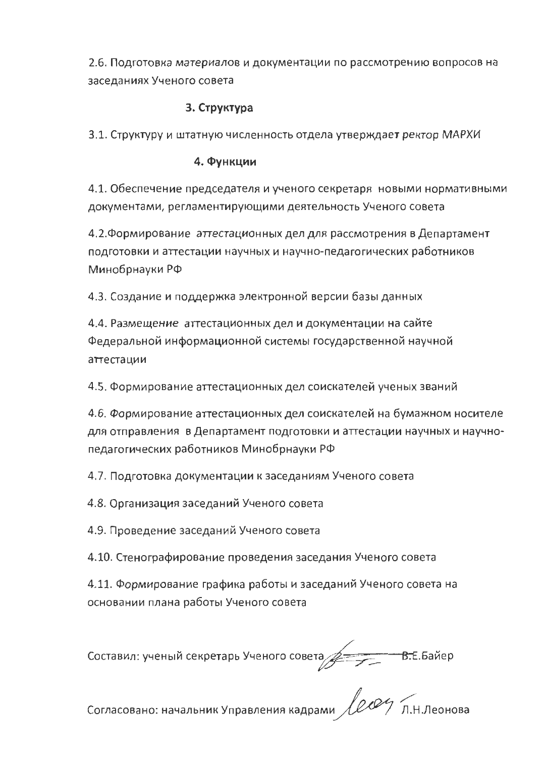2.6. Подготовка материалов и документации по рассмотрению вопросов на заседаниях Ученого совета

## 3. Структура

3.1. Структуру и штатную численность отдела утверждает ректор МАРХИ

## 4. Функции

4.1. Обеспечение председателя и ученого секретаря новыми нормативными документами, регламентирующими деятельность Ученого совета

4.2.Формирование аттестационных дел для рассмотрения в Департамент подготовки и аттестации научных и научно-педагогических работников Минобрнауки РФ

4.3. Создание и поддержка электронной версии базы данных

4.4. Размещение аттестационных дел и документации на сайте Федеральной информационной системы государственной научной аттестации

4.5. Формирование аттестационных дел соискателей ученых званий

4.6. Формирование аттестационных дел соискателей на бумажном носителе для отправления в Департамент подготовки и аттестации научных и научно-педагогических работников Минобрнауки РФ

4.7. Подготовка документации к заседаниям Ученого совета

4.8. Организация заседаний Ученого совета

4.9. Проведение заседаний Ученого совета

4.10. Стенографирование проведения заседания Ученого совета

4.11. Формирование графика работы и заседаний Ученого совета на основании плана работы Ученого совета

Составил: ученый секретарь Ученого совета В.Е.Байер

Согласовано: начальник Управления кадрами Л.Н.Леонова